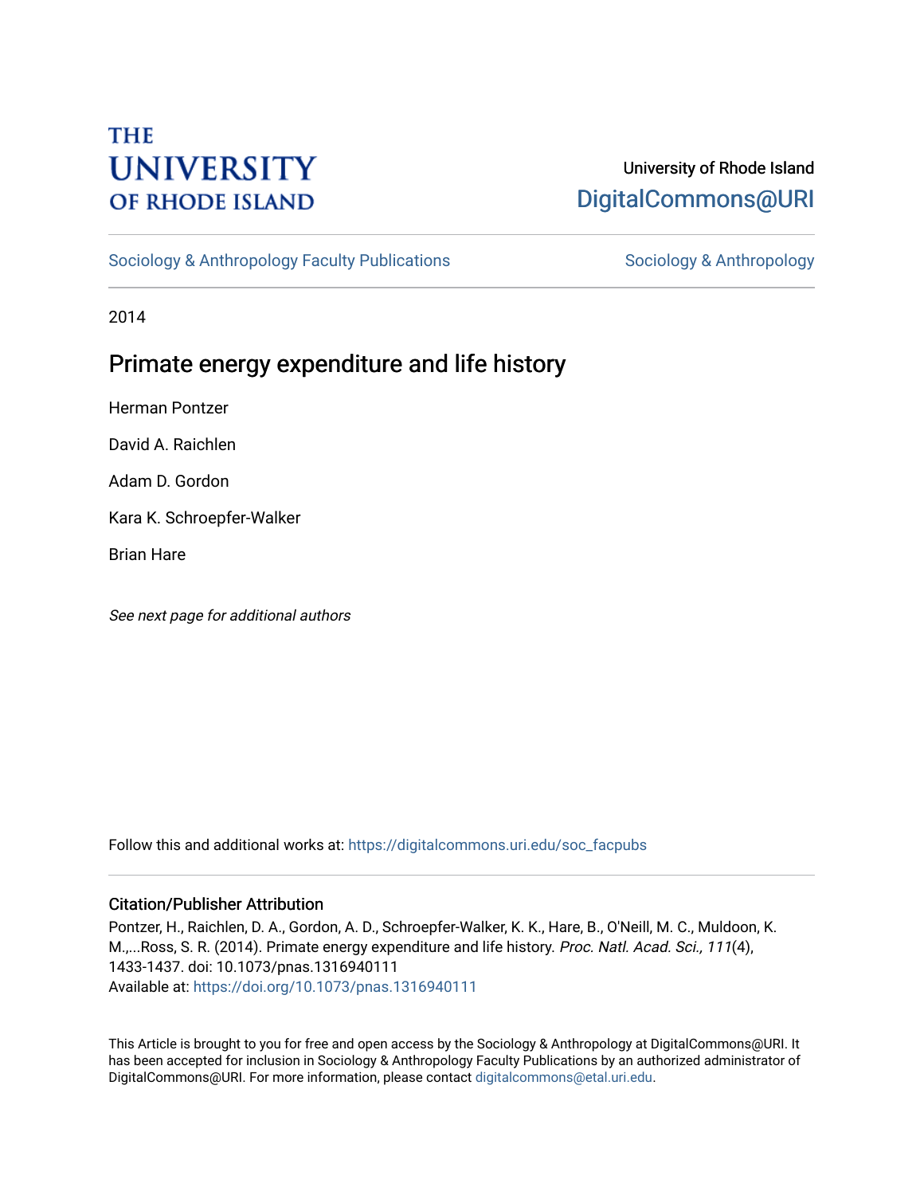THE UNIVERSITY OF RHODE ISLAND

University of Rhode Island
DigitalCommons@URI

Sociology & Anthropology Faculty Publications

Sociology & Anthropology

2014

# Primate energy expenditure and life history

Herman Pontzer

David A. Raichlen

Adam D. Gordon

Kara K. Schroepfer-Walker

Brian Hare

*See next page for additional authors*

Follow this and additional works at: https://digitalcommons.uri.edu/soc_facpubs

## Citation/Publisher Attribution

Pontzer, H., Raichlen, D. A., Gordon, A. D., Schroepfer-Walker, K. K., Hare, B., O'Neill, M. C., Muldoon, K. M.,...Ross, S. R. (2014). Primate energy expenditure and life history. *Proc. Natl. Acad. Sci., 111*(4), 1433-1437. doi: 10.1073/pnas.1316940111

Available at: https://doi.org/10.1073/pnas.1316940111

This Article is brought to you for free and open access by the Sociology & Anthropology at DigitalCommons@URI. It has been accepted for inclusion in Sociology & Anthropology Faculty Publications by an authorized administrator of DigitalCommons@URI. For more information, please contact digitalcommons@etal.uri.edu.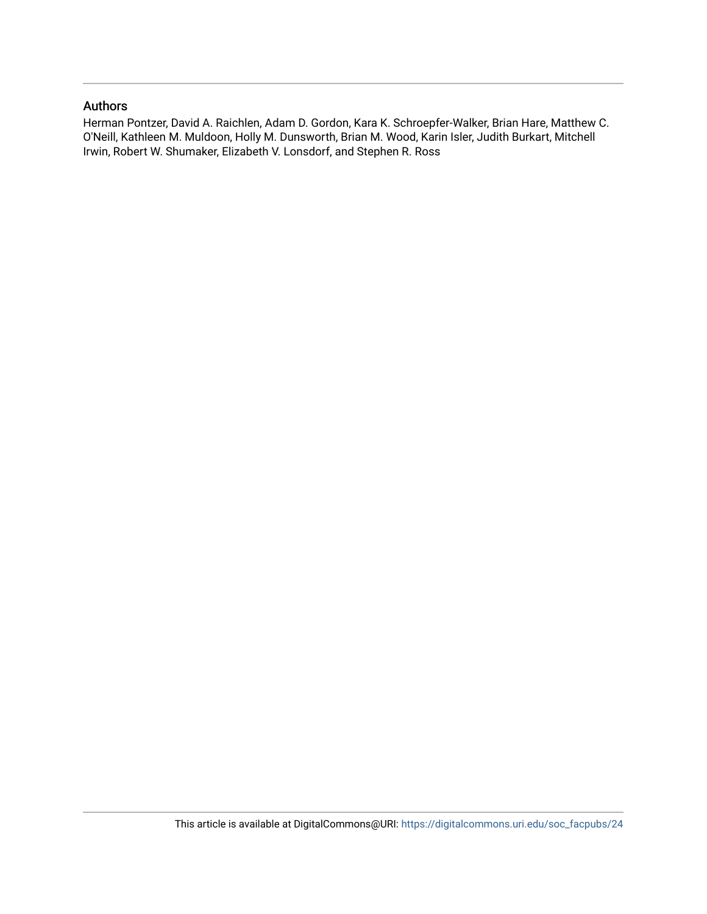## Authors

Herman Pontzer, David A. Raichlen, Adam D. Gordon, Kara K. Schroepfer-Walker, Brian Hare, Matthew C. O'Neill, Kathleen M. Muldoon, Holly M. Dunsworth, Brian M. Wood, Karin Isler, Judith Burkart, Mitchell Irwin, Robert W. Shumaker, Elizabeth V. Lonsdorf, and Stephen R. Ross

This article is available at DigitalCommons@URI: https://digitalcommons.uri.edu/soc_facpubs/24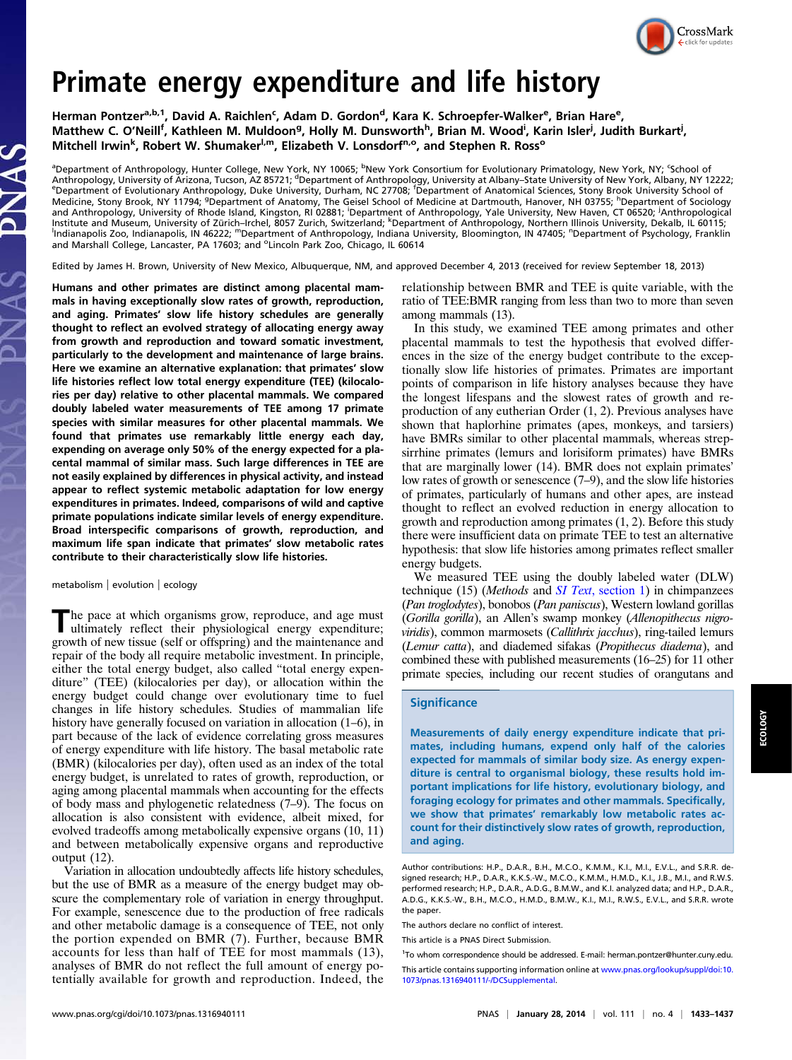# Primate energy expenditure and life history

Herman Pontzer[a,b,1], David A. Raichlen[c], Adam D. Gordon[d], Kara K. Schroepfer-Walker[e], Brian Hare[e], Matthew C. O'Neill[f], Kathleen M. Muldoon[g], Holly M. Dunsworth[h], Brian M. Wood[i], Karin Isler[j], Judith Burkart[j], Mitchell Irwin[k], Robert W. Shumaker[l,m], Elizabeth V. Lonsdorf[n,o], and Stephen R. Ross[o]

[a]Department of Anthropology, Hunter College, New York, NY 10065; [b]New York Consortium for Evolutionary Primatology, New York, NY; [c]School of Anthropology, University of Arizona, Tucson, AZ 85721; [d]Department of Anthropology, University at Albany–State University of New York, Albany, NY 12222; [e]Department of Evolutionary Anthropology, Duke University, Durham, NC 27708; [f]Department of Anatomical Sciences, Stony Brook University School of Medicine, Stony Brook, NY 11794; [g]Department of Anatomy, The Geisel School of Medicine at Dartmouth, Hanover, NH 03755; [h]Department of Sociology and Anthropology, University of Rhode Island, Kingston, RI 02881; [i]Department of Anthropology, Yale University, New Haven, CT 06520; [j]Anthropological Institute and Museum, University of Zürich–Irchel, 8057 Zurich, Switzerland; [k]Department of Anthropology, Northern Illinois University, Dekalb, IL 60115; [l]Indianapolis Zoo, Indianapolis, IN 46222; [m]Department of Anthropology, Indiana University, Bloomington, IN 47405; [n]Department of Psychology, Franklin and Marshall College, Lancaster, PA 17603; and [o]Lincoln Park Zoo, Chicago, IL 60614

Edited by James H. Brown, University of New Mexico, Albuquerque, NM, and approved December 4, 2013 (received for review September 18, 2013)

**Humans and other primates are distinct among placental mammals in having exceptionally slow rates of growth, reproduction, and aging. Primates' slow life history schedules are generally thought to reflect an evolved strategy of allocating energy away from growth and reproduction and toward somatic investment, particularly to the development and maintenance of large brains. Here we examine an alternative explanation: that primates' slow life histories reflect low total energy expenditure (TEE) (kilocalories per day) relative to other placental mammals. We compared doubly labeled water measurements of TEE among 17 primate species with similar measures for other placental mammals. We found that primates use remarkably little energy each day, expending on average only 50% of the energy expected for a placental mammal of similar mass. Such large differences in TEE are not easily explained by differences in physical activity, and instead appear to reflect systemic metabolic adaptation for low energy expenditures in primates. Indeed, comparisons of wild and captive primate populations indicate similar levels of energy expenditure. Broad interspecific comparisons of growth, reproduction, and maximum life span indicate that primates' slow metabolic rates contribute to their characteristically slow life histories.**

metabolism | evolution | ecology

The pace at which organisms grow, reproduce, and age must ultimately reflect their physiological energy expenditure; growth of new tissue (self or offspring) and the maintenance and repair of the body all require metabolic investment. In principle, either the total energy budget, also called "total energy expenditure" (TEE) (kilocalories per day), or allocation within the energy budget could change over evolutionary time to fuel changes in life history schedules. Studies of mammalian life history have generally focused on variation in allocation (1–6), in part because of the lack of evidence correlating gross measures of energy expenditure with life history. The basal metabolic rate (BMR) (kilocalories per day), often used as an index of the total energy budget, is unrelated to rates of growth, reproduction, or aging among placental mammals when accounting for the effects of body mass and phylogenetic relatedness (7–9). The focus on allocation is also consistent with evidence, albeit mixed, for evolved tradeoffs among metabolically expensive organs (10, 11) and between metabolically expensive organs and reproductive output (12).

Variation in allocation undoubtedly affects life history schedules, but the use of BMR as a measure of the energy budget may obscure the complementary role of variation in energy throughput. For example, senescence due to the production of free radicals and other metabolic damage is a consequence of TEE, not only the portion expended on BMR (7). Further, because BMR accounts for less than half of TEE for most mammals (13), analyses of BMR do not reflect the full amount of energy potentially available for growth and reproduction. Indeed, the relationship between BMR and TEE is quite variable, with the ratio of TEE:BMR ranging from less than two to more than seven among mammals (13).

In this study, we examined TEE among primates and other placental mammals to test the hypothesis that evolved differences in the size of the energy budget contribute to the exceptionally slow life histories of primates. Primates are important points of comparison in life history analyses because they have the longest lifespans and the slowest rates of growth and reproduction of any eutherian Order (1, 2). Previous analyses have shown that haplorhine primates (apes, monkeys, and tarsiers) have BMRs similar to other placental mammals, whereas strepsirrhine primates (lemurs and lorisiform primates) have BMRs that are marginally lower (14). BMR does not explain primates' low rates of growth or senescence (7–9), and the slow life histories of primates, particularly of humans and other apes, are instead thought to reflect an evolved reduction in energy allocation to growth and reproduction among primates (1, 2). Before this study there were insufficient data on primate TEE to test an alternative hypothesis: that slow life histories among primates reflect smaller energy budgets.

We measured TEE using the doubly labeled water (DLW) technique (15) (*Methods* and *SI Text*, section 1) in chimpanzees (*Pan troglodytes*), bonobos (*Pan paniscus*), Western lowland gorillas (*Gorilla gorilla*), an Allen's swamp monkey (*Allenopithecus nigroviridis*), common marmosets (*Callithrix jacchus*), ring-tailed lemurs (*Lemur catta*), and diademed sifakas (*Propithecus diadema*), and combined these with published measurements (16–25) for 11 other primate species, including our recent studies of orangutans and

## Significance

Measurements of daily energy expenditure indicate that primates, including humans, expend only half of the calories expected for mammals of similar body size. As energy expenditure is central to organismal biology, these results hold important implications for life history, evolutionary biology, and foraging ecology for primates and other mammals. Specifically, we show that primates' remarkably low metabolic rates account for their distinctively slow rates of growth, reproduction, and aging.

Author contributions: H.P., D.A.R., B.H., M.C.O., K.M.M., K.I., M.I., E.V.L., and S.R.R. designed research; H.P., D.A.R., K.K.S.-W., M.C.O., K.M.M., H.M.D., K.I., J.B., M.I., and R.W.S. performed research; H.P., D.A.R., A.D.G., B.M.W., and K.I. analyzed data; and H.P., D.A.R., A.D.G., K.K.S.-W., B.H., M.C.O., H.M.D., B.M.W., K.I., M.I., R.W.S., E.V.L., and S.R.R. wrote the paper.

The authors declare no conflict of interest.

This article is a PNAS Direct Submission.

[1]To whom correspondence should be addressed. E-mail: herman.pontzer@hunter.cuny.edu.

This article contains supporting information online at www.pnas.org/lookup/suppl/doi:10.1073/pnas.1316940111/-/DCSupplemental.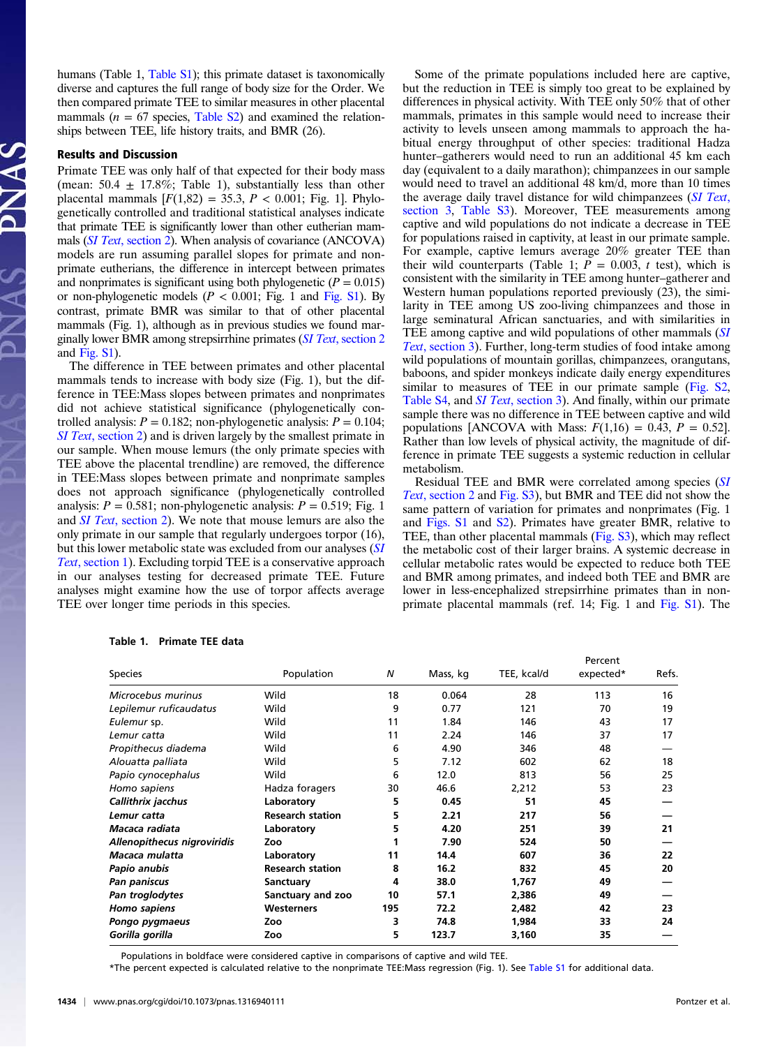humans (Table 1, Table S1); this primate dataset is taxonomically diverse and captures the full range of body size for the Order. We then compared primate TEE to similar measures in other placental mammals ($n$ = 67 species, Table S2) and examined the relationships between TEE, life history traits, and BMR (26).

## Results and Discussion

Primate TEE was only half of that expected for their body mass (mean: 50.4 ± 17.8%; Table 1), substantially less than other placental mammals [$F(1,82)$ = 35.3, $P$ < 0.001; Fig. 1]. Phylogenetically controlled and traditional statistical analyses indicate that primate TEE is significantly lower than other eutherian mammals (*SI Text*, section 2). When analysis of covariance (ANCOVA) models are run assuming parallel slopes for primate and nonprimate eutherians, the difference in intercept between primates and nonprimates is significant using both phylogenetic ($P$ = 0.015) or non-phylogenetic models ($P$ < 0.001; Fig. 1 and Fig. S1). By contrast, primate BMR was similar to that of other placental mammals (Fig. 1), although as in previous studies we found marginally lower BMR among strepsirrhine primates (*SI Text*, section 2 and Fig. S1).

The difference in TEE between primates and other placental mammals tends to increase with body size (Fig. 1), but the difference in TEE:Mass slopes between primates and nonprimates did not achieve statistical significance (phylogenetically controlled analysis: $P$ = 0.182; non-phylogenetic analysis: $P$ = 0.104; *SI Text*, section 2) and is driven largely by the smallest primate in our sample. When mouse lemurs (the only primate species with TEE above the placental trendline) are removed, the difference in TEE:Mass slopes between primate and nonprimate samples does not approach significance (phylogenetically controlled analysis: $P$ = 0.581; non-phylogenetic analysis: $P$ = 0.519; Fig. 1 and *SI Text*, section 2). We note that mouse lemurs are also the only primate in our sample that regularly undergoes torpor (16), but this lower metabolic state was excluded from our analyses (*SI Text*, section 1). Excluding torpid TEE is a conservative approach in our analyses testing for decreased primate TEE. Future analyses might examine how the use of torpor affects average TEE over longer time periods in this species.

Some of the primate populations included here are captive, but the reduction in TEE is simply too great to be explained by differences in physical activity. With TEE only 50% that of other mammals, primates in this sample would need to increase their activity to levels unseen among mammals to approach the habitual energy throughput of other species: traditional Hadza hunter–gatherers would need to run an additional 45 km each day (equivalent to a daily marathon); chimpanzees in our sample would need to travel an additional 48 km/d, more than 10 times the average daily travel distance for wild chimpanzees (*SI Text*, section 3, Table S3). Moreover, TEE measurements among captive and wild populations do not indicate a decrease in TEE for populations raised in captivity, at least in our primate sample. For example, captive lemurs average 20% greater TEE than their wild counterparts (Table 1; $P$ = 0.003, $t$ test), which is consistent with the similarity in TEE among hunter–gatherer and Western human populations reported previously (23), the similarity in TEE among US zoo-living chimpanzees and those in large seminatural African sanctuaries, and with similarities in TEE among captive and wild populations of other mammals (*SI Text*, section 3). Further, long-term studies of food intake among wild populations of mountain gorillas, chimpanzees, orangutans, baboons, and spider monkeys indicate daily energy expenditures similar to measures of TEE in our primate sample (Fig. S2, Table S4, and *SI Text*, section 3). And finally, within our primate sample there was no difference in TEE between captive and wild populations [ANCOVA with Mass: $F(1,16)$ = 0.43, $P$ = 0.52]. Rather than low levels of physical activity, the magnitude of difference in primate TEE suggests a systemic reduction in cellular metabolism.

Residual TEE and BMR were correlated among species (*SI Text*, section 2 and Fig. S3), but BMR and TEE did not show the same pattern of variation for primates and nonprimates (Fig. 1 and Figs. S1 and S2). Primates have greater BMR, relative to TEE, than other placental mammals (Fig. S3), which may reflect the metabolic cost of their larger brains. A systemic decrease in cellular metabolic rates would be expected to reduce both TEE and BMR among primates, and indeed both TEE and BMR are lower in less-encephalized strepsirrhine primates than in nonprimate placental mammals (ref. 14; Fig. 1 and Fig. S1). The

**Table 1. Primate TEE data**

| Species | Population | *N* | Mass, kg | TEE, kcal/d | Percent expected* | Refs. |
|---|---|---|---|---|---|---|
| *Microcebus murinus* | Wild | 18 | 0.064 | 28 | 113 | 16 |
| *Lepilemur ruficaudatus* | Wild | 9 | 0.77 | 121 | 70 | 19 |
| *Eulemur* sp. | Wild | 11 | 1.84 | 146 | 43 | 17 |
| *Lemur catta* | Wild | 11 | 2.24 | 146 | 37 | 17 |
| *Propithecus diadema* | Wild | 6 | 4.90 | 346 | 48 | — |
| *Alouatta palliata* | Wild | 5 | 7.12 | 602 | 62 | 18 |
| *Papio cynocephalus* | Wild | 6 | 12.0 | 813 | 56 | 25 |
| *Homo sapiens* | Hadza foragers | 30 | 46.6 | 2,212 | 53 | 23 |
| ***Callithrix jacchus*** | **Laboratory** | **5** | **0.45** | **51** | **45** | **—** |
| ***Lemur catta*** | **Research station** | **5** | **2.21** | **217** | **56** | **—** |
| ***Macaca radiata*** | **Laboratory** | **5** | **4.20** | **251** | **39** | **21** |
| ***Allenopithecus nigroviridis*** | **Zoo** | **1** | **7.90** | **524** | **50** | **—** |
| ***Macaca mulatta*** | **Laboratory** | **11** | **14.4** | **607** | **36** | **22** |
| ***Papio anubis*** | **Research station** | **8** | **16.2** | **832** | **45** | **20** |
| ***Pan paniscus*** | **Sanctuary** | **4** | **38.0** | **1,767** | **49** | **—** |
| ***Pan troglodytes*** | **Sanctuary and zoo** | **10** | **57.1** | **2,386** | **49** | **—** |
| ***Homo sapiens*** | **Westerners** | **195** | **72.2** | **2,482** | **42** | **23** |
| ***Pongo pygmaeus*** | **Zoo** | **3** | **74.8** | **1,984** | **33** | **24** |
| ***Gorilla gorilla*** | **Zoo** | **5** | **123.7** | **3,160** | **35** | **—** |

Populations in boldface were considered captive in comparisons of captive and wild TEE.

*The percent expected is calculated relative to the nonprimate TEE:Mass regression (Fig. 1). See Table S1 for additional data.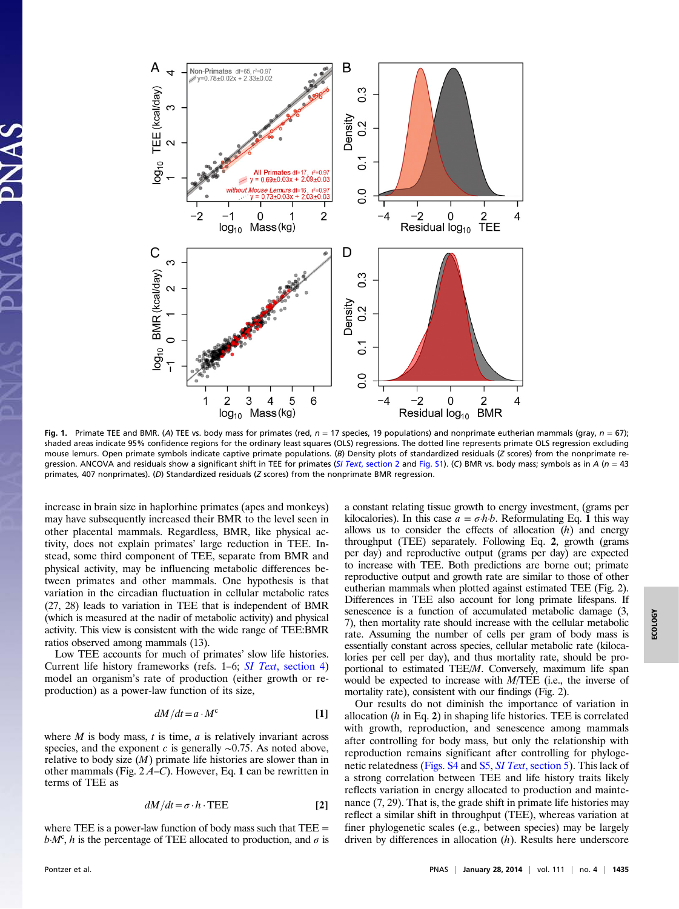**Fig. 1.** Primate TEE and BMR. (*A*) TEE vs. body mass for primates (red, $n$ = 17 species, 19 populations) and nonprimate eutherian mammals (gray, $n$ = 67); shaded areas indicate 95% confidence regions for the ordinary least squares (OLS) regressions. The dotted line represents primate OLS regression excluding mouse lemurs. Open primate symbols indicate captive primate populations. (*B*) Density plots of standardized residuals (*Z* scores) from the nonprimate regression. ANCOVA and residuals show a significant shift in TEE for primates (*SI Text*, section 2 and Fig. S1). (*C*) BMR vs. body mass; symbols as in *A* ($n$ = 43 primates, 407 nonprimates). (*D*) Standardized residuals (*Z* scores) from the nonprimate BMR regression.

increase in brain size in haplorhine primates (apes and monkeys) may have subsequently increased their BMR to the level seen in other placental mammals. Regardless, BMR, like physical activity, does not explain primates' large reduction in TEE. Instead, some third component of TEE, separate from BMR and physical activity, may be influencing metabolic differences between primates and other mammals. One hypothesis is that variation in the circadian fluctuation in cellular metabolic rates (27, 28) leads to variation in TEE that is independent of BMR (which is measured at the nadir of metabolic activity) and physical activity. This view is consistent with the wide range of TEE:BMR ratios observed among mammals (13).

Low TEE accounts for much of primates' slow life histories. Current life history frameworks (refs. 1–6; *SI Text*, section 4) model an organism's rate of production (either growth or reproduction) as a power-law function of its size,

$$dM/dt = a \cdot M^c \qquad [1]$$

where $M$ is body mass, $t$ is time, $a$ is relatively invariant across species, and the exponent $c$ is generally ~0.75. As noted above, relative to body size ($M$) primate life histories are slower than in other mammals (Fig. 2 *A*–*C*). However, Eq. **1** can be rewritten in terms of TEE as

$$dM/dt = \sigma \cdot h \cdot \text{TEE} \qquad [2]$$

where TEE is a power-law function of body mass such that TEE = $b{\cdot}M^c$, $h$ is the percentage of TEE allocated to production, and $\sigma$ is a constant relating tissue growth to energy investment, (grams per kilocalories). In this case $a = \sigma{\cdot}h{\cdot}b$. Reformulating Eq. **1** this way allows us to consider the effects of allocation ($h$) and energy throughput (TEE) separately. Following Eq. **2**, growth (grams per day) and reproductive output (grams per day) are expected to increase with TEE. Both predictions are borne out; primate reproductive output and growth rate are similar to those of other eutherian mammals when plotted against estimated TEE (Fig. 2). Differences in TEE also account for long primate lifespans. If senescence is a function of accumulated metabolic damage (3, 7), then mortality rate should increase with the cellular metabolic rate. Assuming the number of cells per gram of body mass is essentially constant across species, cellular metabolic rate (kilocalories per cell per day), and thus mortality rate, should be proportional to estimated TEE/$M$. Conversely, maximum life span would be expected to increase with $M$/TEE (i.e., the inverse of mortality rate), consistent with our findings (Fig. 2).

Our results do not diminish the importance of variation in allocation ($h$ in Eq. **2**) in shaping life histories. TEE is correlated with growth, reproduction, and senescence among mammals after controlling for body mass, but only the relationship with reproduction remains significant after controlling for phylogenetic relatedness (Figs. S4 and S5, *SI Text*, section 5). This lack of a strong correlation between TEE and life history traits likely reflects variation in energy allocated to production and maintenance (7, 29). That is, the grade shift in primate life histories may reflect a similar shift in throughput (TEE), whereas variation at finer phylogenetic scales (e.g., between species) may be largely driven by differences in allocation ($h$). Results here underscore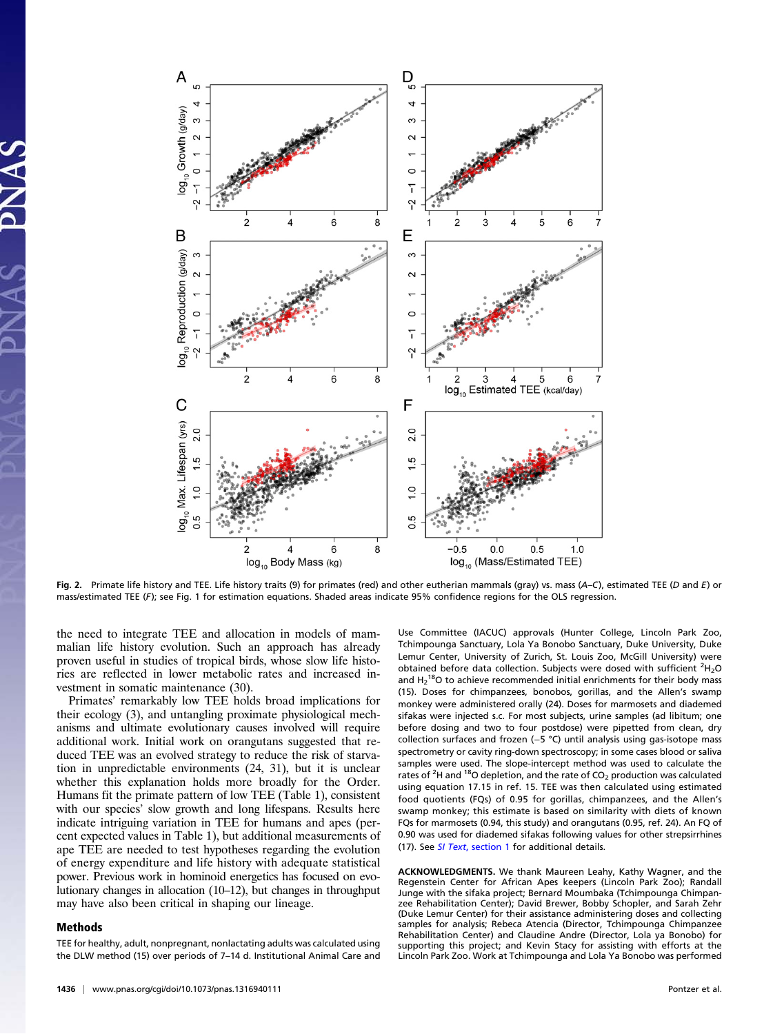**Fig. 2.** Primate life history and TEE. Life history traits (9) for primates (red) and other eutherian mammals (gray) vs. mass (*A*–*C*), estimated TEE (*D* and *E*) or mass/estimated TEE (*F*); see Fig. 1 for estimation equations. Shaded areas indicate 95% confidence regions for the OLS regression.

the need to integrate TEE and allocation in models of mammalian life history evolution. Such an approach has already proven useful in studies of tropical birds, whose slow life histories are reflected in lower metabolic rates and increased investment in somatic maintenance (30).

Primates' remarkably low TEE holds broad implications for their ecology (3), and untangling proximate physiological mechanisms and ultimate evolutionary causes involved will require additional work. Initial work on orangutans suggested that reduced TEE was an evolved strategy to reduce the risk of starvation in unpredictable environments (24, 31), but it is unclear whether this explanation holds more broadly for the Order. Humans fit the primate pattern of low TEE (Table 1), consistent with our species' slow growth and long lifespans. Results here indicate intriguing variation in TEE for humans and apes (percent expected values in Table 1), but additional measurements of ape TEE are needed to test hypotheses regarding the evolution of energy expenditure and life history with adequate statistical power. Previous work in hominoid energetics has focused on evolutionary changes in allocation (10–12), but changes in throughput may have also been critical in shaping our lineage.

## Methods

TEE for healthy, adult, nonpregnant, nonlactating adults was calculated using the DLW method (15) over periods of 7–14 d. Institutional Animal Care and Use Committee (IACUC) approvals (Hunter College, Lincoln Park Zoo, Tchimpounga Sanctuary, Lola Ya Bonobo Sanctuary, Duke University, Duke Lemur Center, University of Zurich, St. Louis Zoo, McGill University) were obtained before data collection. Subjects were dosed with sufficient $^2H_2O$ and $H_2{}^{18}O$ to achieve recommended initial enrichments for their body mass (15). Doses for chimpanzees, bonobos, gorillas, and the Allen's swamp monkey were administered orally (24). Doses for marmosets and diademed sifakas were injected s.c. For most subjects, urine samples (ad libitum; one before dosing and two to four postdose) were pipetted from clean, dry collection surfaces and frozen (−5 °C) until analysis using gas-isotope mass spectrometry or cavity ring-down spectroscopy; in some cases blood or saliva samples were used. The slope-intercept method was used to calculate the rates of $^2H$ and $^{18}O$ depletion, and the rate of $CO_2$ production was calculated using equation 17.15 in ref. 15. TEE was then calculated using estimated food quotients (FQs) of 0.95 for gorillas, chimpanzees, and the Allen's swamp monkey; this estimate is based on similarity with diets of known FQs for marmosets (0.94, this study) and orangutans (0.95, ref. 24). An FQ of 0.90 was used for diademed sifakas following values for other strepsirrhines (17). See *SI Text*, section 1 for additional details.

**ACKNOWLEDGMENTS.** We thank Maureen Leahy, Kathy Wagner, and the Regenstein Center for African Apes keepers (Lincoln Park Zoo); Randall Junge with the sifaka project; Bernard Moumbaka (Tchimpounga Chimpanzee Rehabilitation Center); David Brewer, Bobby Schopler, and Sarah Zehr (Duke Lemur Center) for their assistance administering doses and collecting samples for analysis; Rebeca Atencia (Director, Tchimpounga Chimpanzee Rehabilitation Center) and Claudine Andre (Director, Lola ya Bonobo) for supporting this project; and Kevin Stacy for assisting with efforts at the Lincoln Park Zoo. Work at Tchimpounga and Lola Ya Bonobo was performed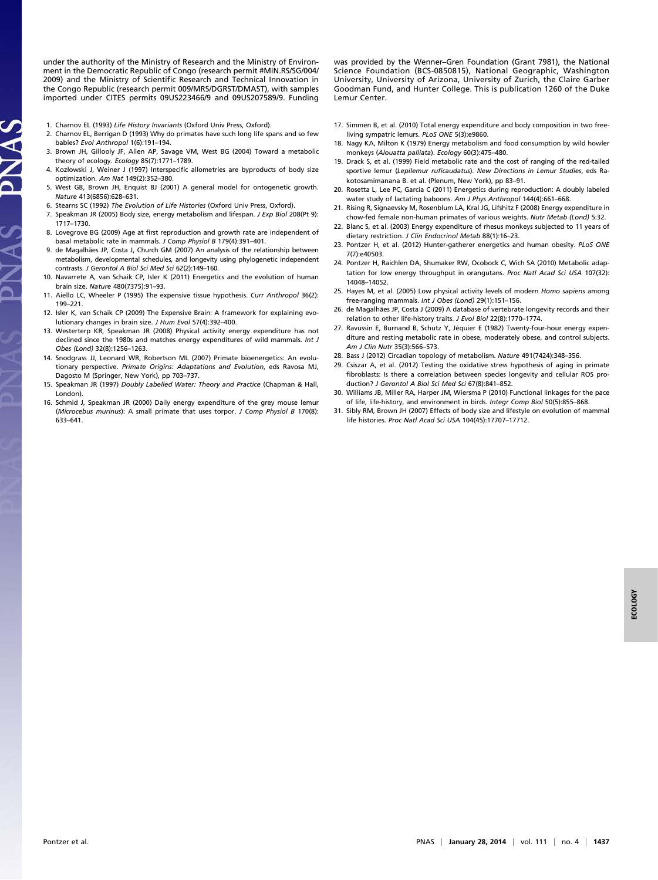under the authority of the Ministry of Research and the Ministry of Environment in the Democratic Republic of Congo (research permit #MIN.RS/SG/004/2009) and the Ministry of Scientific Research and Technical Innovation in the Congo Republic (research permit 009/MRS/DGRST/DMAST), with samples imported under CITES permits 09US223466/9 and 09US207589/9. Funding was provided by the Wenner–Gren Foundation (Grant 7981), the National Science Foundation (BCS-0850815), National Geographic, Washington University, University of Arizona, University of Zurich, the Claire Garber Goodman Fund, and Hunter College. This is publication 1260 of the Duke Lemur Center.

1. Charnov EL (1993) *Life History Invariants* (Oxford Univ Press, Oxford).
2. Charnov EL, Berrigan D (1993) Why do primates have such long life spans and so few babies? *Evol Anthropol* 1(6):191–194.
3. Brown JH, Gillooly JF, Allen AP, Savage VM, West BG (2004) Toward a metabolic theory of ecology. *Ecology* 85(7):1771–1789.
4. Kozłowski J, Weiner J (1997) Interspecific allometries are byproducts of body size optimization. *Am Nat* 149(2):352–380.
5. West GB, Brown JH, Enquist BJ (2001) A general model for ontogenetic growth. *Nature* 413(6856):628–631.
6. Stearns SC (1992) *The Evolution of Life Histories* (Oxford Univ Press, Oxford).
7. Speakman JR (2005) Body size, energy metabolism and lifespan. *J Exp Biol* 208(Pt 9): 1717–1730.
8. Lovegrove BG (2009) Age at first reproduction and growth rate are independent of basal metabolic rate in mammals. *J Comp Physiol B* 179(4):391–401.
9. de Magalhães JP, Costa J, Church GM (2007) An analysis of the relationship between metabolism, developmental schedules, and longevity using phylogenetic independent contrasts. *J Gerontol A Biol Sci Med Sci* 62(2):149–160.
10. Navarrete A, van Schaik CP, Isler K (2011) Energetics and the evolution of human brain size. *Nature* 480(7375):91–93.
11. Aiello LC, Wheeler P (1995) The expensive tissue hypothesis. *Curr Anthropol* 36(2): 199–221.
12. Isler K, van Schaik CP (2009) The Expensive Brain: A framework for explaining evolutionary changes in brain size. *J Hum Evol* 57(4):392–400.
13. Westerterp KR, Speakman JR (2008) Physical activity energy expenditure has not declined since the 1980s and matches energy expenditures of wild mammals. *Int J Obes (Lond)* 32(8):1256–1263.
14. Snodgrass JJ, Leonard WR, Robertson ML (2007) Primate bioenergetics: An evolutionary perspective. *Primate Origins: Adaptations and Evolution*, eds Ravosa MJ, Dagosto M (Springer, New York), pp 703–737.
15. Speakman JR (1997) *Doubly Labelled Water: Theory and Practice* (Chapman & Hall, London).
16. Schmid J, Speakman JR (2000) Daily energy expenditure of the grey mouse lemur (*Microcebus murinus*): A small primate that uses torpor. *J Comp Physiol B* 170(8): 633–641.
17. Simmen B, et al. (2010) Total energy expenditure and body composition in two free-living sympatric lemurs. *PLoS ONE* 5(3):e9860.
18. Nagy KA, Milton K (1979) Energy metabolism and food consumption by wild howler monkeys (*Alouatta palliata*). *Ecology* 60(3):475–480.
19. Drack S, et al. (1999) Field metabolic rate and the cost of ranging of the red-tailed sportive lemur (*Lepilemur ruficaudatus*). *New Directions in Lemur Studies*, eds Rakotosamimanana B. et al. (Plenum, New York), pp 83–91.
20. Rosetta L, Lee PC, Garcia C (2011) Energetics during reproduction: A doubly labeled water study of lactating baboons. *Am J Phys Anthropol* 144(4):661–668.
21. Rising R, Signaevsky M, Rosenblum LA, Kral JG, Lifshitz F (2008) Energy expenditure in chow-fed female non-human primates of various weights. *Nutr Metab (Lond)* 5:32.
22. Blanc S, et al. (2003) Energy expenditure of rhesus monkeys subjected to 11 years of dietary restriction. *J Clin Endocrinol Metab* 88(1):16–23.
23. Pontzer H, et al. (2012) Hunter-gatherer energetics and human obesity. *PLoS ONE* 7(7):e40503.
24. Pontzer H, Raichlen DA, Shumaker RW, Ocobock C, Wich SA (2010) Metabolic adaptation for low energy throughput in orangutans. *Proc Natl Acad Sci USA* 107(32): 14048–14052.
25. Hayes M, et al. (2005) Low physical activity levels of modern *Homo sapiens* among free-ranging mammals. *Int J Obes (Lond)* 29(1):151–156.
26. de Magalhães JP, Costa J (2009) A database of vertebrate longevity records and their relation to other life-history traits. *J Evol Biol* 22(8):1770–1774.
27. Ravussin E, Burnand B, Schutz Y, Jéquier E (1982) Twenty-four-hour energy expenditure and resting metabolic rate in obese, moderately obese, and control subjects. *Am J Clin Nutr* 35(3):566–573.
28. Bass J (2012) Circadian topology of metabolism. *Nature* 491(7424):348–356.
29. Csiszar A, et al. (2012) Testing the oxidative stress hypothesis of aging in primate fibroblasts: Is there a correlation between species longevity and cellular ROS production? *J Gerontol A Biol Sci Med Sci* 67(8):841–852.
30. Williams JB, Miller RA, Harper JM, Wiersma P (2010) Functional linkages for the pace of life, life-history, and environment in birds. *Integr Comp Biol* 50(5):855–868.
31. Sibly RM, Brown JH (2007) Effects of body size and lifestyle on evolution of mammal life histories. *Proc Natl Acad Sci USA* 104(45):17707–17712.